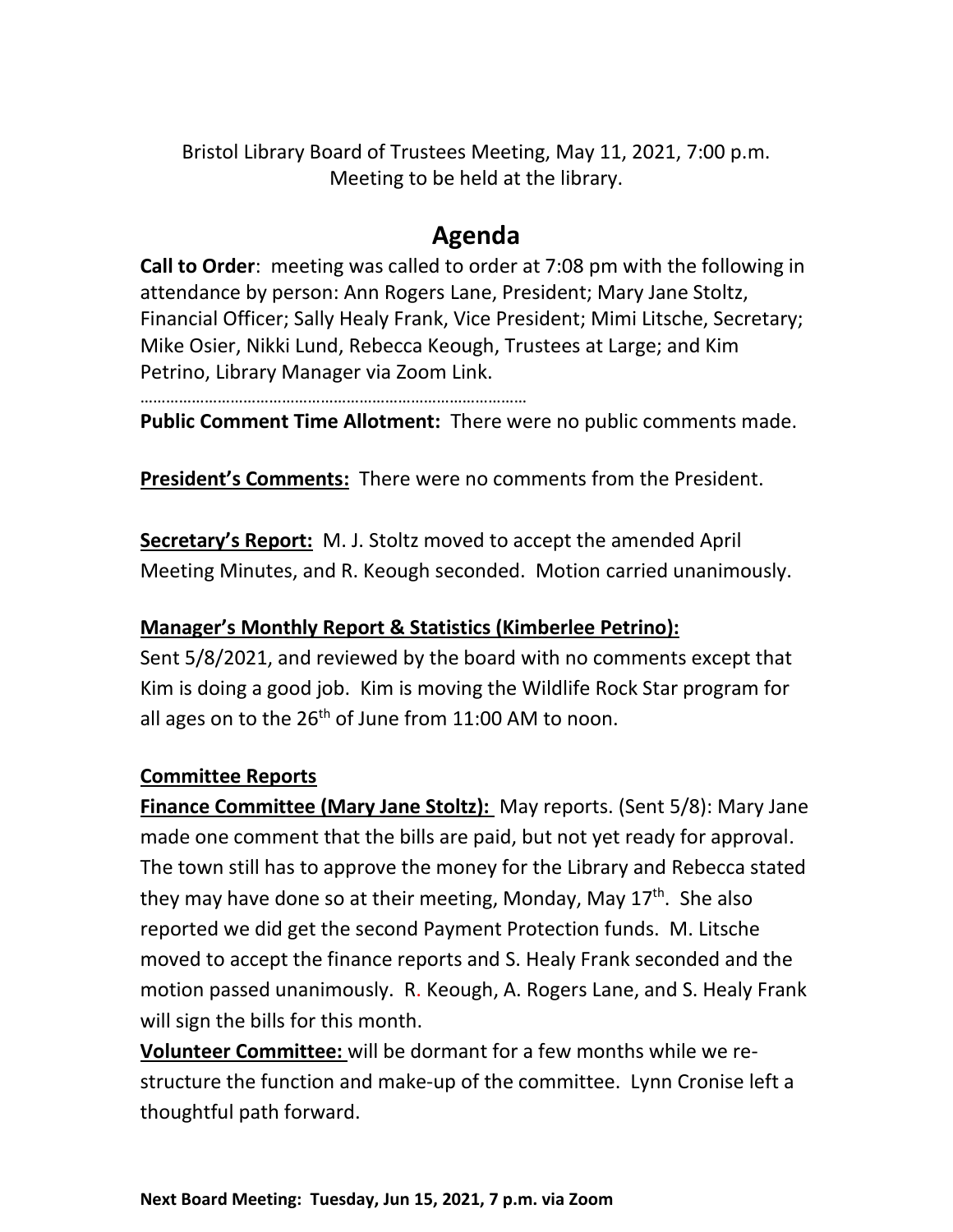Bristol Library Board of Trustees Meeting, May 11, 2021, 7:00 p.m.
Meeting to be held at the library.

# Agenda

**Call to Order**: meeting was called to order at 7:08 pm with the following in attendance by person: Ann Rogers Lane, President; Mary Jane Stoltz, Financial Officer; Sally Healy Frank, Vice President; Mimi Litsche, Secretary; Mike Osier, Nikki Lund, Rebecca Keough, Trustees at Large; and Kim Petrino, Library Manager via Zoom Link.

…………………………………………………………………………………

**Public Comment Time Allotment:** There were no public comments made.

**President's Comments:** There were no comments from the President.

**Secretary's Report:** M. J. Stoltz moved to accept the amended April Meeting Minutes, and R. Keough seconded. Motion carried unanimously.

**Manager's Monthly Report & Statistics (Kimberlee Petrino):**

Sent 5/8/2021, and reviewed by the board with no comments except that Kim is doing a good job. Kim is moving the Wildlife Rock Star program for all ages on to the 26th of June from 11:00 AM to noon.

**Committee Reports**

**Finance Committee (Mary Jane Stoltz):** May reports. (Sent 5/8): Mary Jane made one comment that the bills are paid, but not yet ready for approval. The town still has to approve the money for the Library and Rebecca stated they may have done so at their meeting, Monday, May 17th. She also reported we did get the second Payment Protection funds. M. Litsche moved to accept the finance reports and S. Healy Frank seconded and the motion passed unanimously. R. Keough, A. Rogers Lane, and S. Healy Frank will sign the bills for this month.

**Volunteer Committee:** will be dormant for a few months while we re-structure the function and make-up of the committee. Lynn Cronise left a thoughtful path forward.

**Next Board Meeting: Tuesday, Jun 15, 2021, 7 p.m. via Zoom**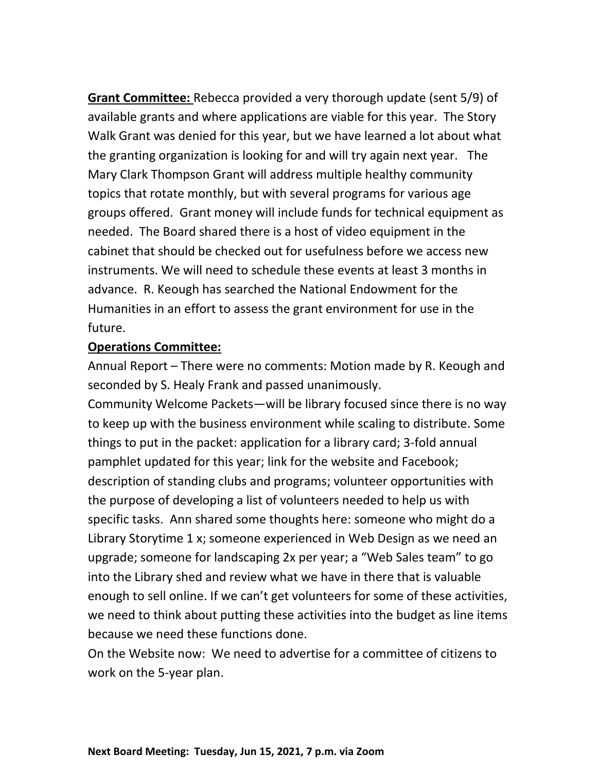**Grant Committee:** Rebecca provided a very thorough update (sent 5/9) of available grants and where applications are viable for this year. The Story Walk Grant was denied for this year, but we have learned a lot about what the granting organization is looking for and will try again next year. The Mary Clark Thompson Grant will address multiple healthy community topics that rotate monthly, but with several programs for various age groups offered. Grant money will include funds for technical equipment as needed. The Board shared there is a host of video equipment in the cabinet that should be checked out for usefulness before we access new instruments. We will need to schedule these events at least 3 months in advance. R. Keough has searched the National Endowment for the Humanities in an effort to assess the grant environment for use in the future.

**Operations Committee:**

Annual Report – There were no comments: Motion made by R. Keough and seconded by S. Healy Frank and passed unanimously.

Community Welcome Packets—will be library focused since there is no way to keep up with the business environment while scaling to distribute. Some things to put in the packet: application for a library card; 3-fold annual pamphlet updated for this year; link for the website and Facebook; description of standing clubs and programs; volunteer opportunities with the purpose of developing a list of volunteers needed to help us with specific tasks. Ann shared some thoughts here: someone who might do a Library Storytime 1 x; someone experienced in Web Design as we need an upgrade; someone for landscaping 2x per year; a "Web Sales team" to go into the Library shed and review what we have in there that is valuable enough to sell online. If we can't get volunteers for some of these activities, we need to think about putting these activities into the budget as line items because we need these functions done.

On the Website now: We need to advertise for a committee of citizens to work on the 5-year plan.

**Next Board Meeting: Tuesday, Jun 15, 2021, 7 p.m. via Zoom**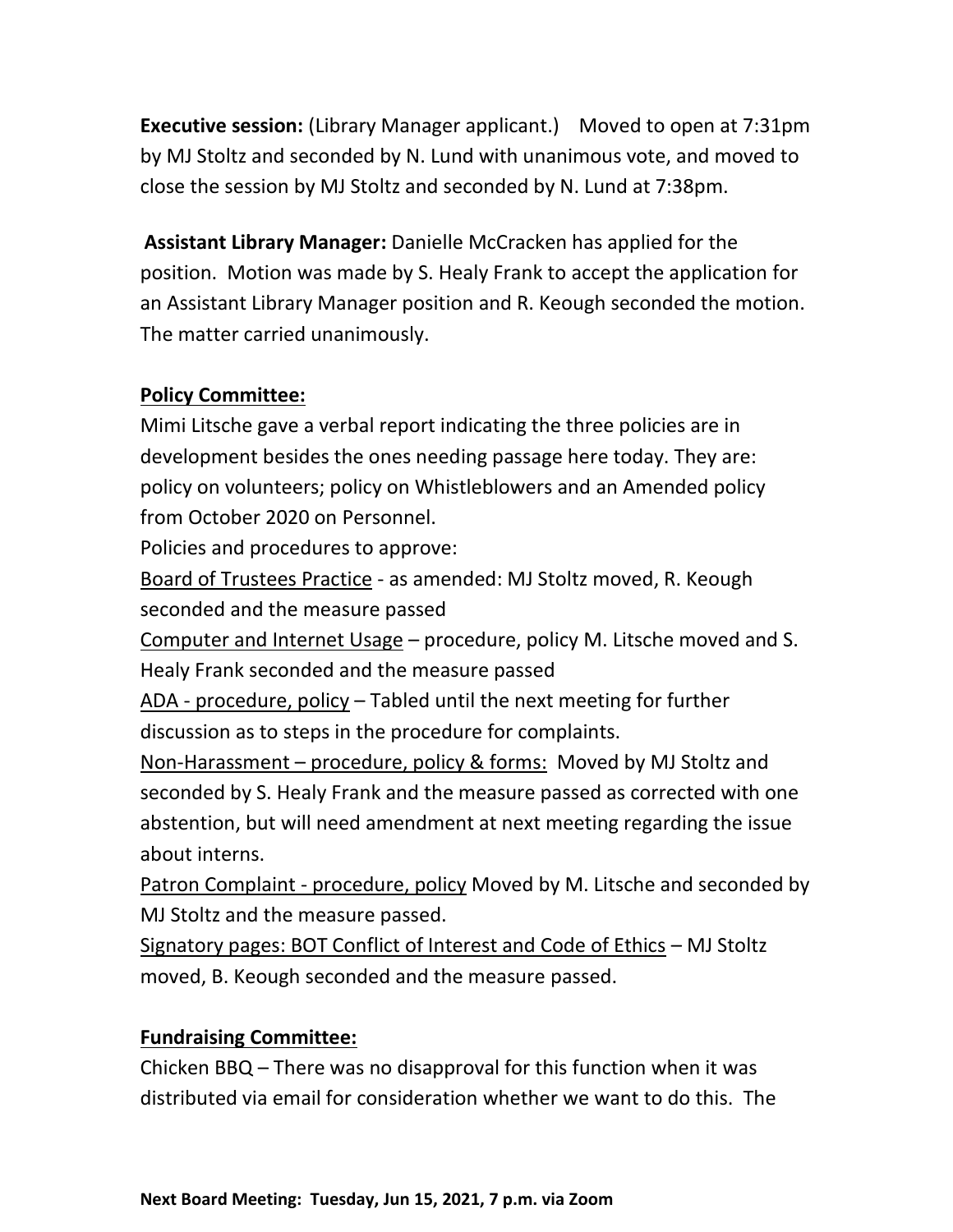**Executive session:** (Library Manager applicant.) Moved to open at 7:31pm by MJ Stoltz and seconded by N. Lund with unanimous vote, and moved to close the session by MJ Stoltz and seconded by N. Lund at 7:38pm.

**Assistant Library Manager:** Danielle McCracken has applied for the position. Motion was made by S. Healy Frank to accept the application for an Assistant Library Manager position and R. Keough seconded the motion. The matter carried unanimously.

**Policy Committee:**

Mimi Litsche gave a verbal report indicating the three policies are in development besides the ones needing passage here today. They are: policy on volunteers; policy on Whistleblowers and an Amended policy from October 2020 on Personnel.

Policies and procedures to approve:

Board of Trustees Practice - as amended: MJ Stoltz moved, R. Keough seconded and the measure passed

Computer and Internet Usage – procedure, policy M. Litsche moved and S. Healy Frank seconded and the measure passed

ADA - procedure, policy – Tabled until the next meeting for further discussion as to steps in the procedure for complaints.

Non-Harassment – procedure, policy & forms: Moved by MJ Stoltz and seconded by S. Healy Frank and the measure passed as corrected with one abstention, but will need amendment at next meeting regarding the issue about interns.

Patron Complaint - procedure, policy Moved by M. Litsche and seconded by MJ Stoltz and the measure passed.

Signatory pages: BOT Conflict of Interest and Code of Ethics – MJ Stoltz moved, B. Keough seconded and the measure passed.

**Fundraising Committee:**

Chicken BBQ – There was no disapproval for this function when it was distributed via email for consideration whether we want to do this. The

**Next Board Meeting: Tuesday, Jun 15, 2021, 7 p.m. via Zoom**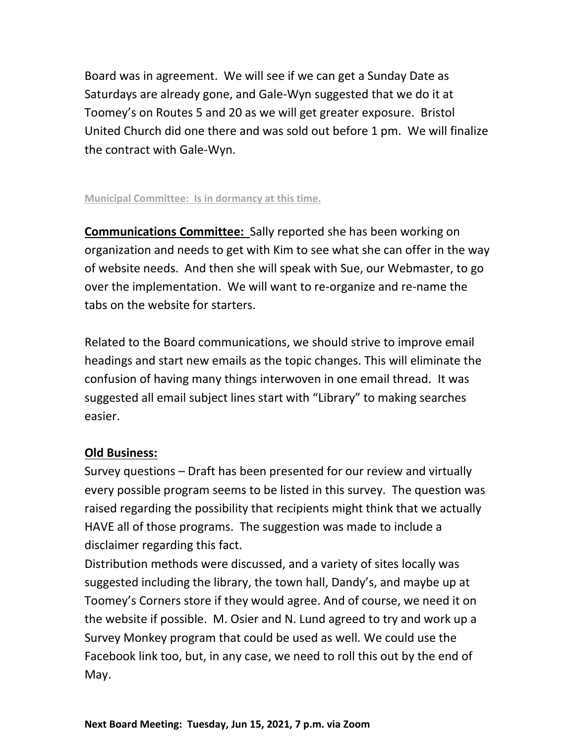Board was in agreement. We will see if we can get a Sunday Date as Saturdays are already gone, and Gale-Wyn suggested that we do it at Toomey's on Routes 5 and 20 as we will get greater exposure. Bristol United Church did one there and was sold out before 1 pm. We will finalize the contract with Gale-Wyn.

**Municipal Committee: Is in dormancy at this time.**

**Communications Committee:** Sally reported she has been working on organization and needs to get with Kim to see what she can offer in the way of website needs. And then she will speak with Sue, our Webmaster, to go over the implementation. We will want to re-organize and re-name the tabs on the website for starters.

Related to the Board communications, we should strive to improve email headings and start new emails as the topic changes. This will eliminate the confusion of having many things interwoven in one email thread. It was suggested all email subject lines start with "Library" to making searches easier.

**Old Business:**

Survey questions – Draft has been presented for our review and virtually every possible program seems to be listed in this survey. The question was raised regarding the possibility that recipients might think that we actually HAVE all of those programs. The suggestion was made to include a disclaimer regarding this fact.

Distribution methods were discussed, and a variety of sites locally was suggested including the library, the town hall, Dandy's, and maybe up at Toomey's Corners store if they would agree. And of course, we need it on the website if possible. M. Osier and N. Lund agreed to try and work up a Survey Monkey program that could be used as well. We could use the Facebook link too, but, in any case, we need to roll this out by the end of May.

**Next Board Meeting: Tuesday, Jun 15, 2021, 7 p.m. via Zoom**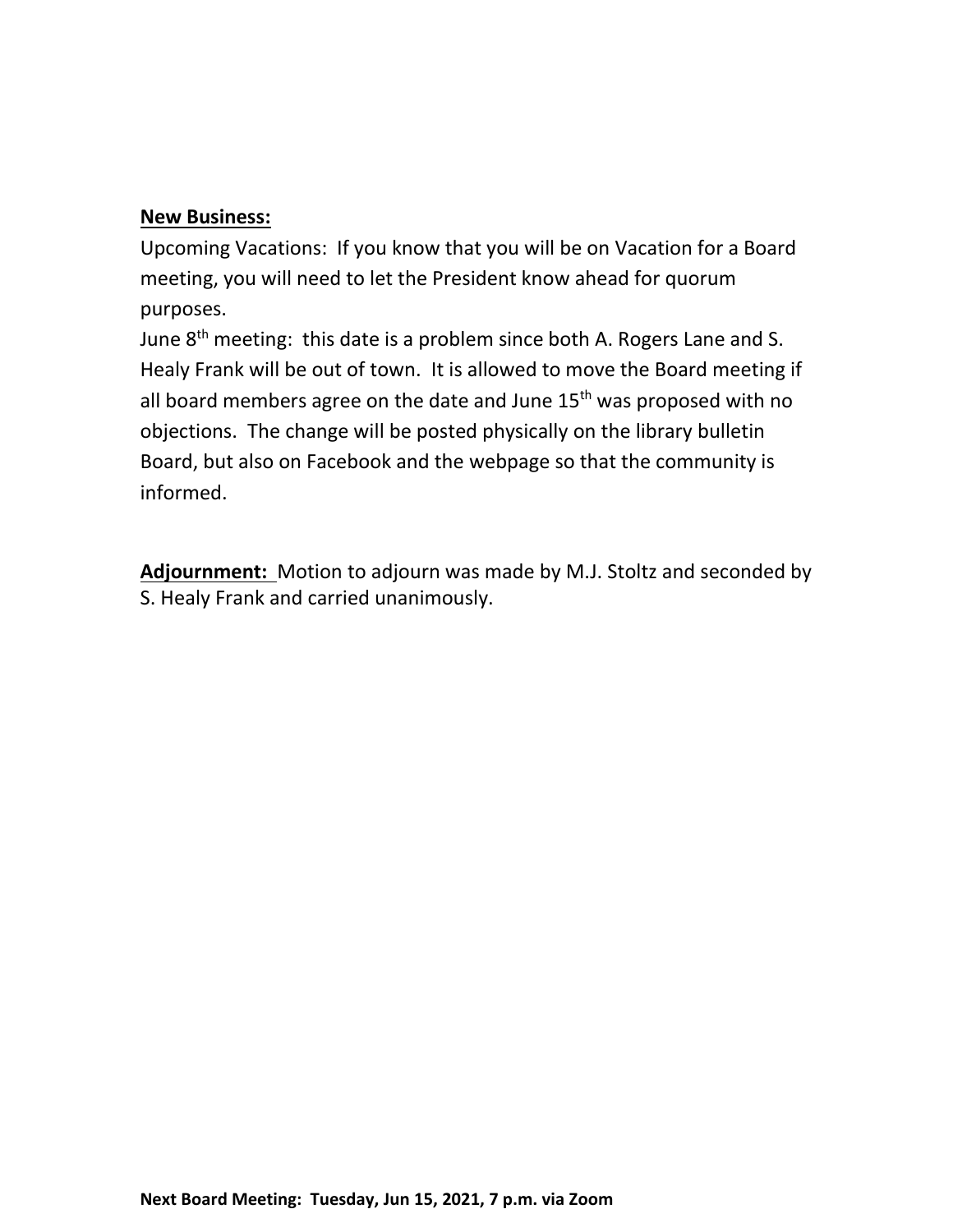**New Business:**

Upcoming Vacations: If you know that you will be on Vacation for a Board meeting, you will need to let the President know ahead for quorum purposes.

June 8th meeting: this date is a problem since both A. Rogers Lane and S. Healy Frank will be out of town. It is allowed to move the Board meeting if all board members agree on the date and June 15th was proposed with no objections. The change will be posted physically on the library bulletin Board, but also on Facebook and the webpage so that the community is informed.

**Adjournment:** Motion to adjourn was made by M.J. Stoltz and seconded by S. Healy Frank and carried unanimously.

**Next Board Meeting: Tuesday, Jun 15, 2021, 7 p.m. via Zoom**